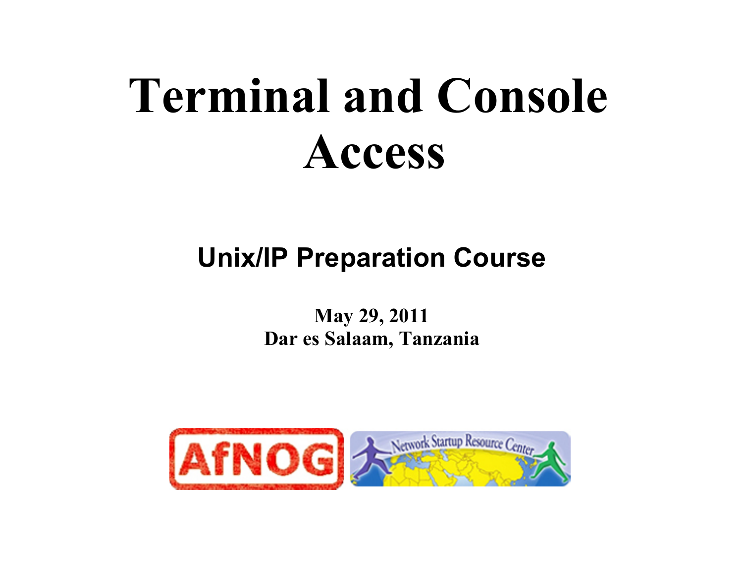# Terminal and Console Access

## Unix/IP Preparation Course

**May 29, 2011**
**Dar es Salaam, Tanzania**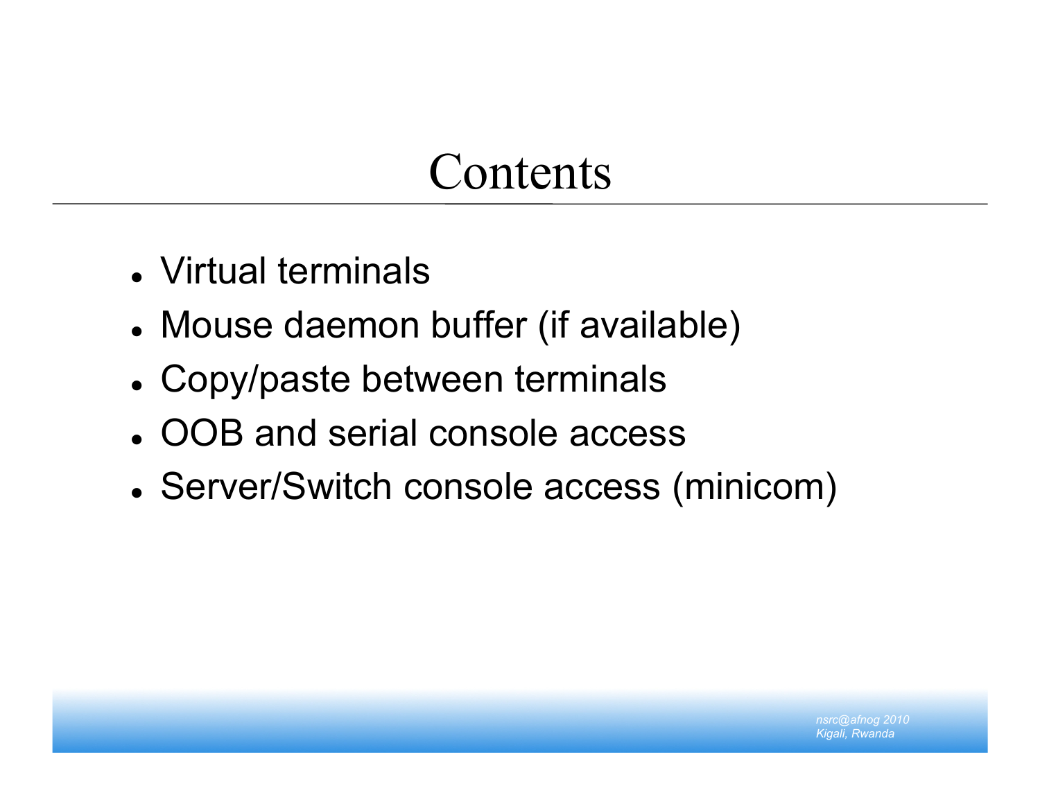# Contents

- Virtual terminals
- Mouse daemon buffer (if available)
- Copy/paste between terminals
- OOB and serial console access
- Server/Switch console access (minicom)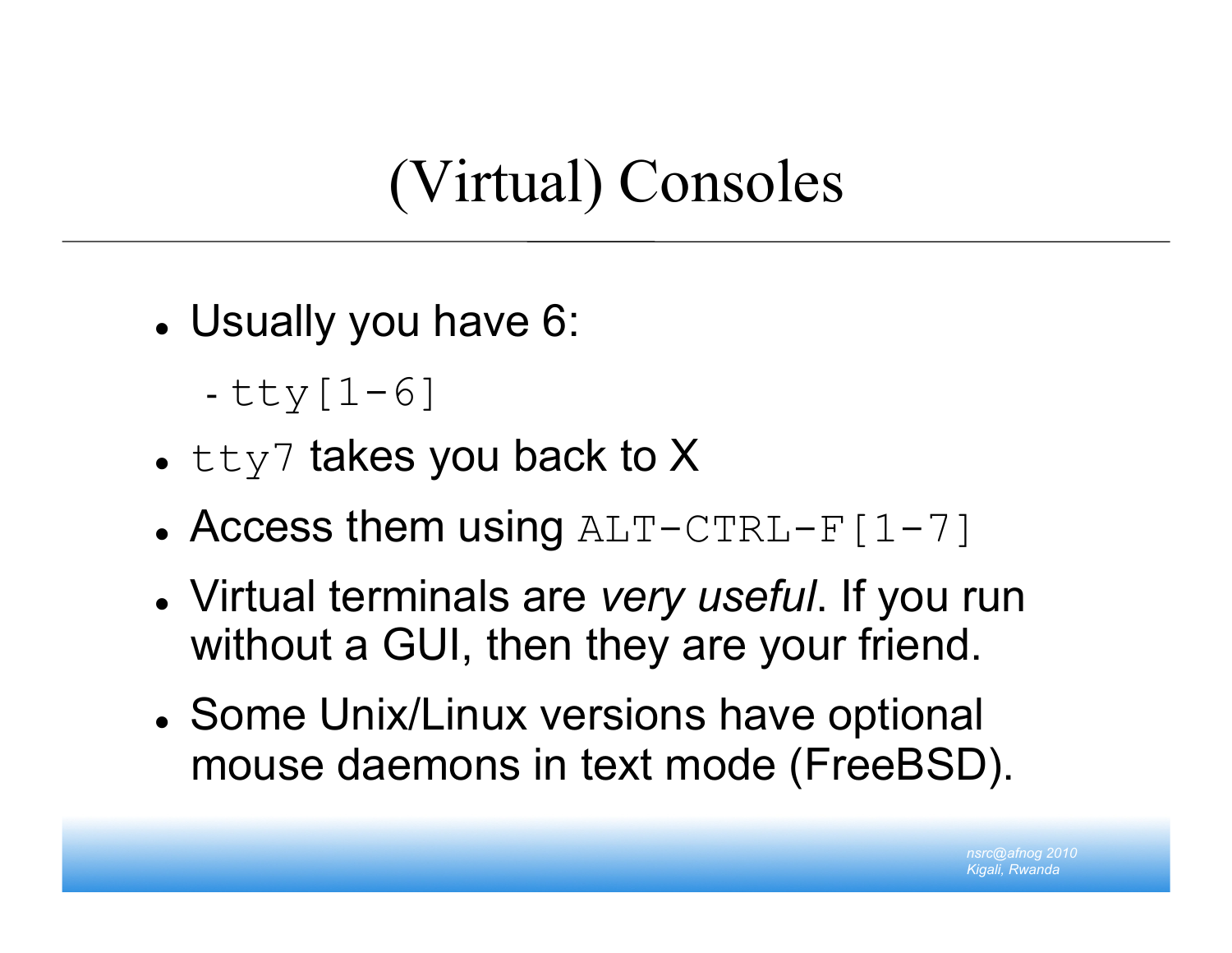# (Virtual) Consoles

- Usually you have 6:
  - `tty[1-6]`
- `tty7` takes you back to X
- Access them using `ALT-CTRL-F[1-7]`
- Virtual terminals are *very useful*. If you run without a GUI, then they are your friend.
- Some Unix/Linux versions have optional mouse daemons in text mode (FreeBSD).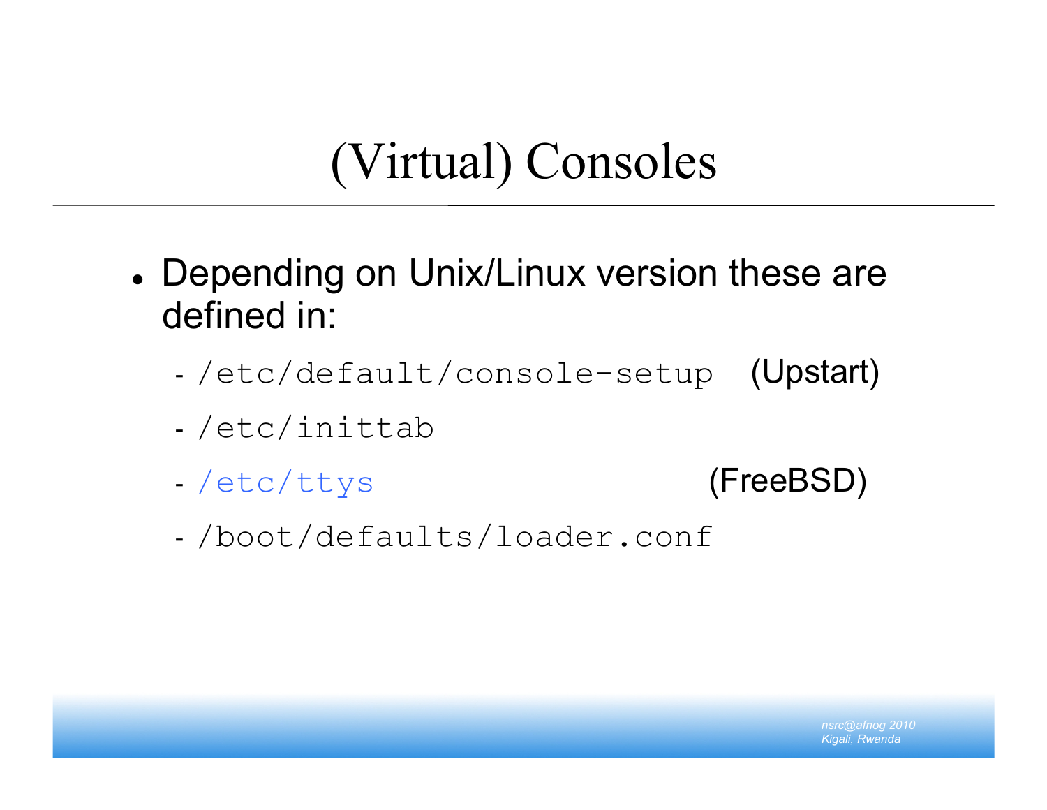# (Virtual) Consoles

- Depending on Unix/Linux version these are defined in:
  - `/etc/default/console-setup` (Upstart)
  - `/etc/inittab`
  - `/etc/ttys` (FreeBSD)
  - `/boot/defaults/loader.conf`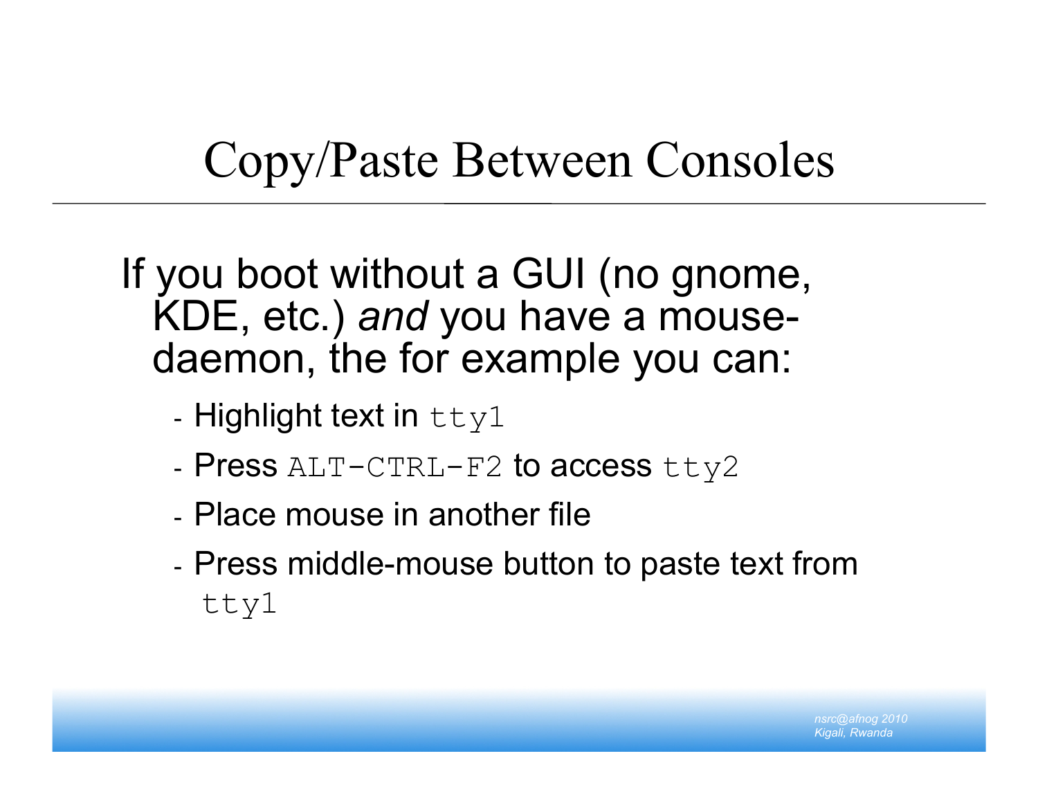# Copy/Paste Between Consoles

If you boot without a GUI (no gnome, KDE, etc.) *and* you have a mouse-daemon, the for example you can:

- Highlight text in `tty1`
- Press `ALT-CTRL-F2` to access `tty2`
- Place mouse in another file
- Press middle-mouse button to paste text from `tty1`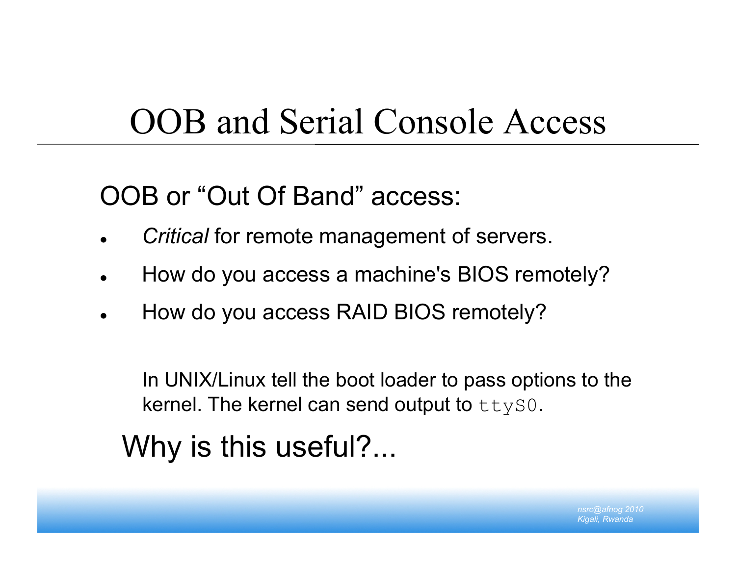# OOB and Serial Console Access

OOB or "Out Of Band" access:

- *Critical* for remote management of servers.
- How do you access a machine's BIOS remotely?
- How do you access RAID BIOS remotely?

In UNIX/Linux tell the boot loader to pass options to the kernel. The kernel can send output to `ttyS0`.

Why is this useful?...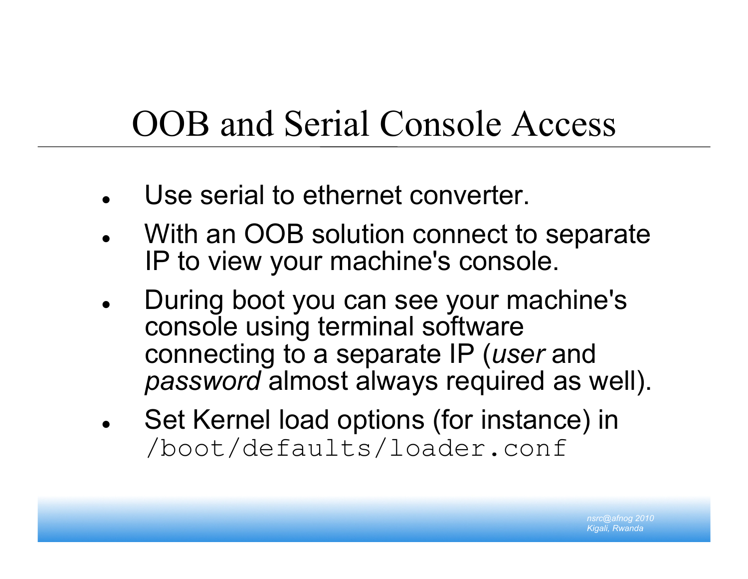# OOB and Serial Console Access

- Use serial to ethernet converter.
- With an OOB solution connect to separate IP to view your machine's console.
- During boot you can see your machine's console using terminal software connecting to a separate IP (*user* and *password* almost always required as well).
- Set Kernel load options (for instance) in `/boot/defaults/loader.conf`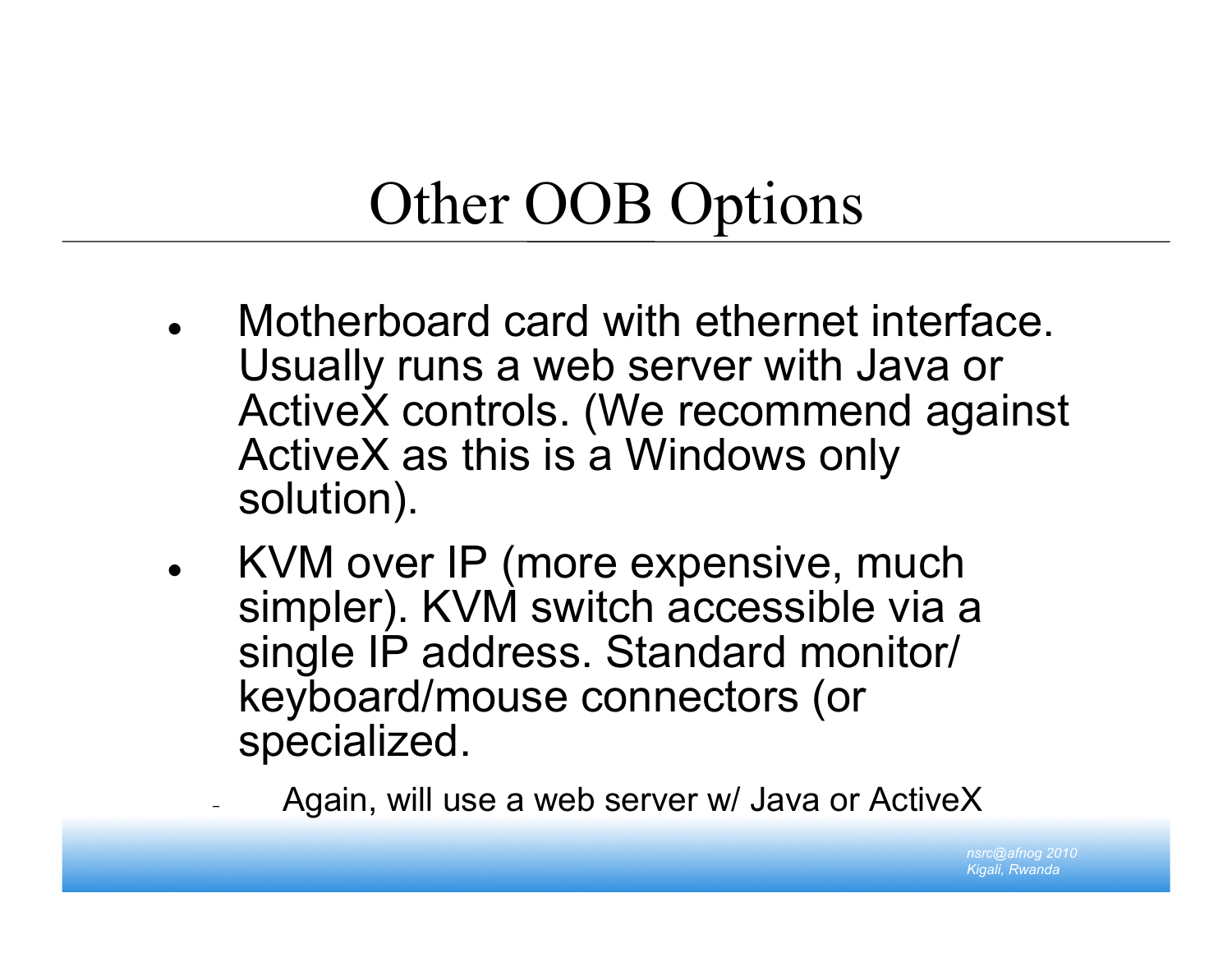# Other OOB Options

- Motherboard card with ethernet interface. Usually runs a web server with Java or ActiveX controls. (We recommend against ActiveX as this is a Windows only solution).
- KVM over IP (more expensive, much simpler). KVM switch accessible via a single IP address. Standard monitor/ keyboard/mouse connectors (or specialized.
  - Again, will use a web server w/ Java or ActiveX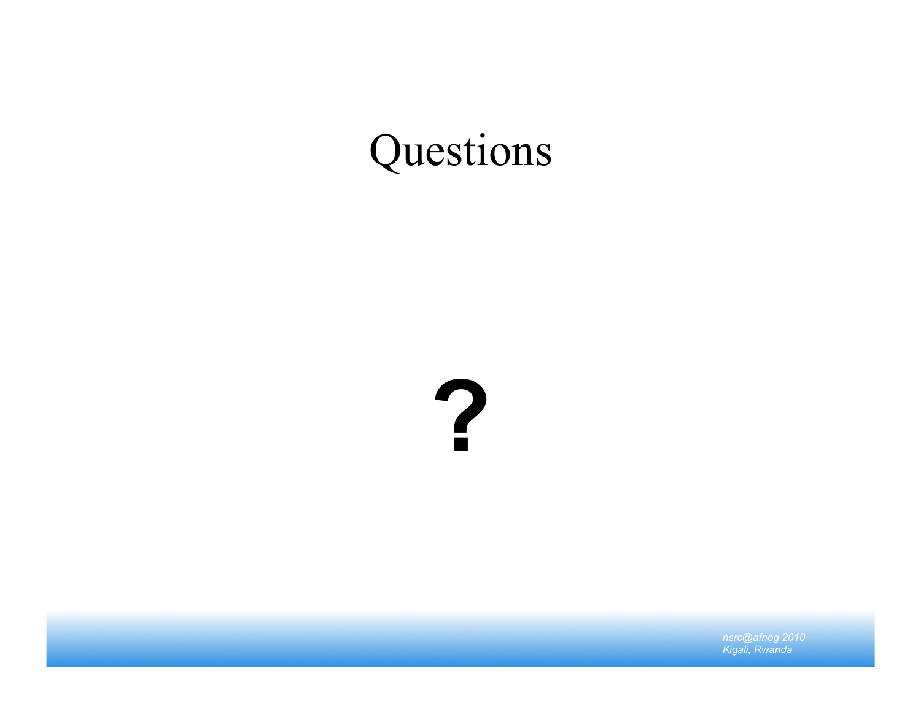# Questions

**?**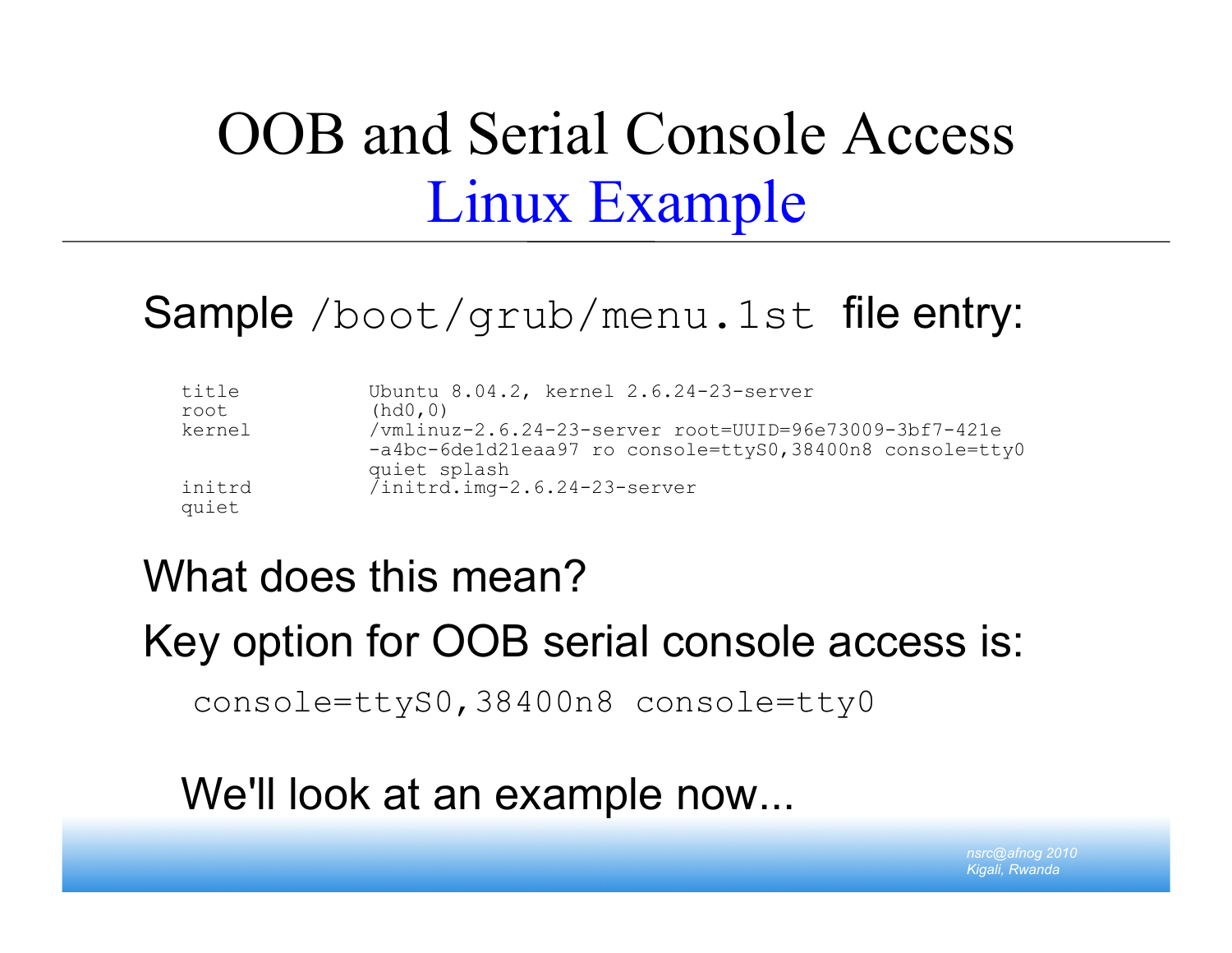# OOB and Serial Console Access
## Linux Example

Sample `/boot/grub/menu.lst` file entry:

```
title           Ubuntu 8.04.2, kernel 2.6.24-23-server
root            (hd0,0)
kernel          /vmlinuz-2.6.24-23-server root=UUID=96e73009-3bf7-421e
                -a4bc-6de1d21eaa97 ro console=ttyS0,38400n8 console=tty0
                quiet splash
initrd          /initrd.img-2.6.24-23-server
quiet
```

What does this mean?

Key option for OOB serial console access is:

```
console=ttyS0,38400n8 console=tty0
```

We'll look at an example now...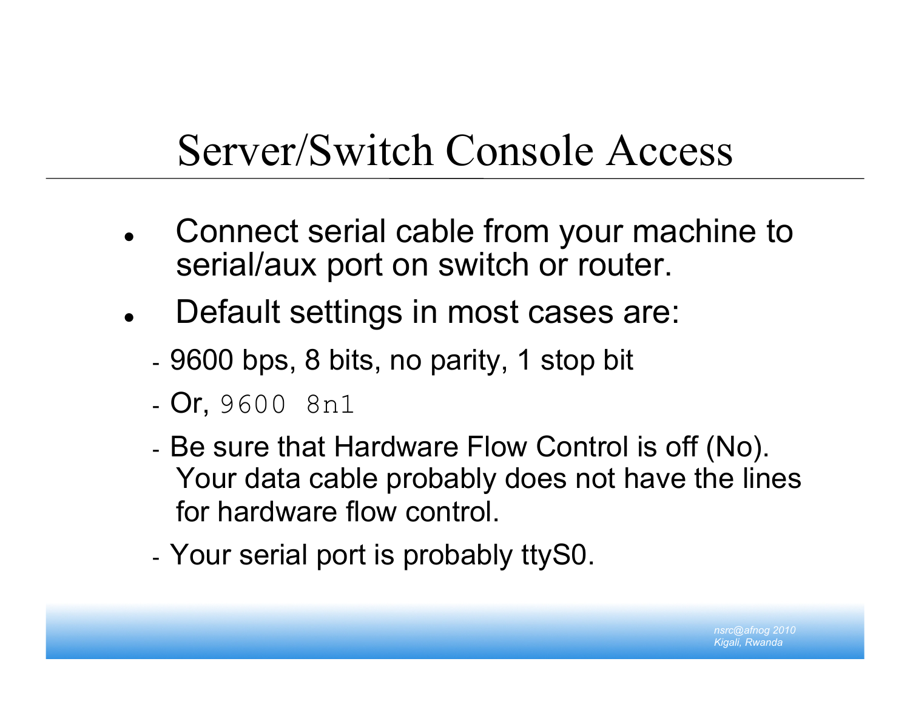# Server/Switch Console Access

- Connect serial cable from your machine to serial/aux port on switch or router.
- Default settings in most cases are:
  - 9600 bps, 8 bits, no parity, 1 stop bit
  - Or, `9600 8n1`
  - Be sure that Hardware Flow Control is off (No). Your data cable probably does not have the lines for hardware flow control.
  - Your serial port is probably ttyS0.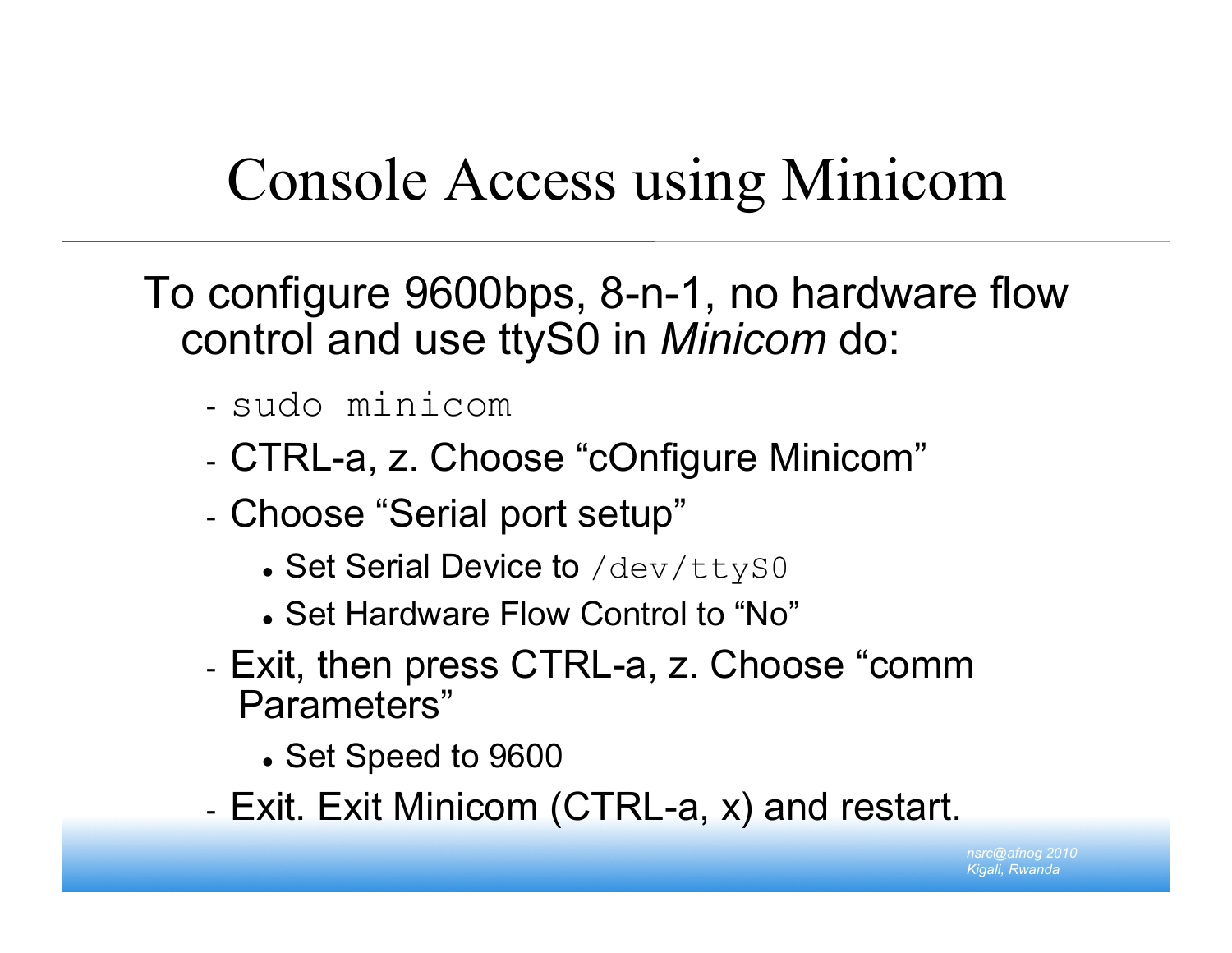# Console Access using Minicom

To configure 9600bps, 8-n-1, no hardware flow control and use ttyS0 in *Minicom* do:

- `sudo minicom`
- CTRL-a, z. Choose "cOnfigure Minicom"
- Choose "Serial port setup"
  - Set Serial Device to `/dev/ttyS0`
  - Set Hardware Flow Control to "No"
- Exit, then press CTRL-a, z. Choose "comm Parameters"
  - Set Speed to 9600
- Exit. Exit Minicom (CTRL-a, x) and restart.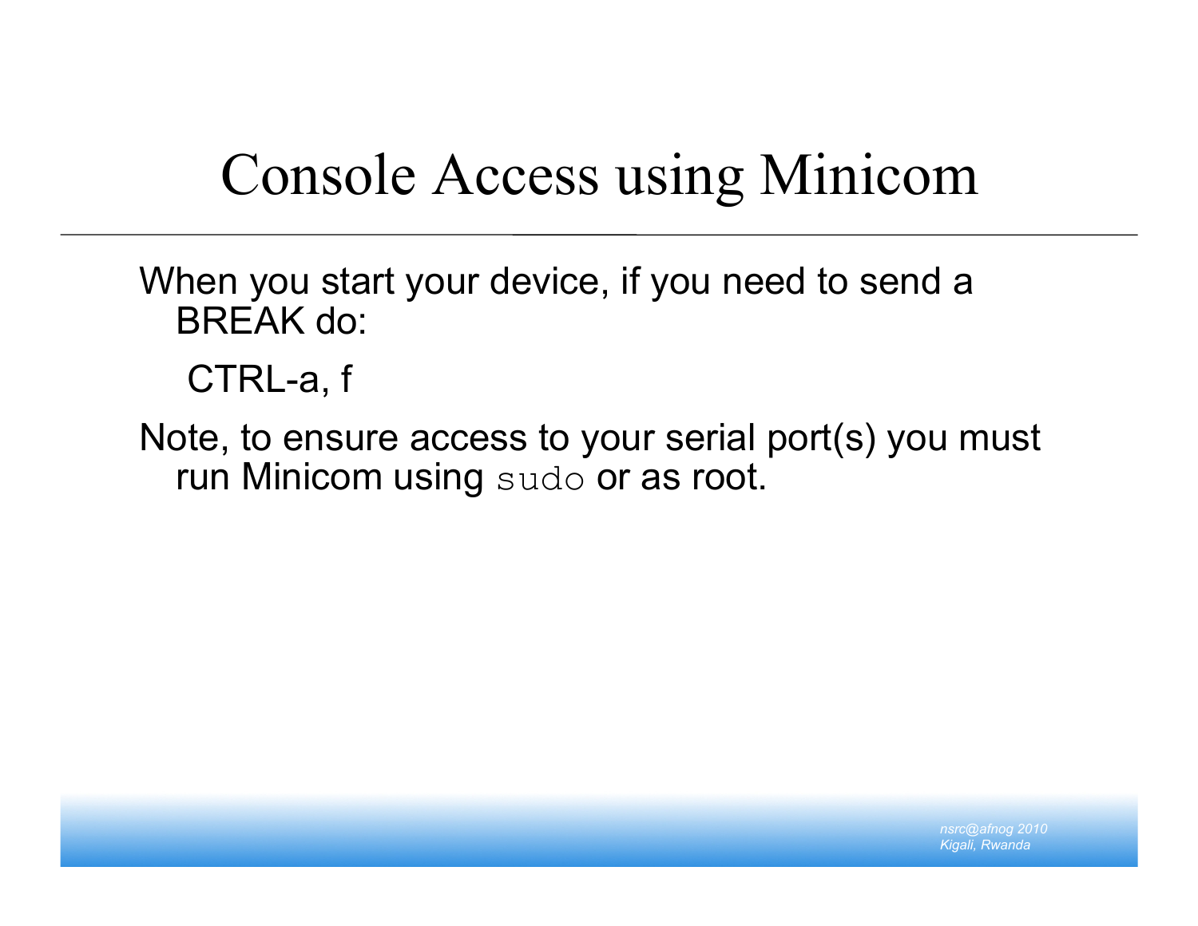# Console Access using Minicom

When you start your device, if you need to send a BREAK do:

CTRL-a, f

Note, to ensure access to your serial port(s) you must run Minicom using `sudo` or as root.